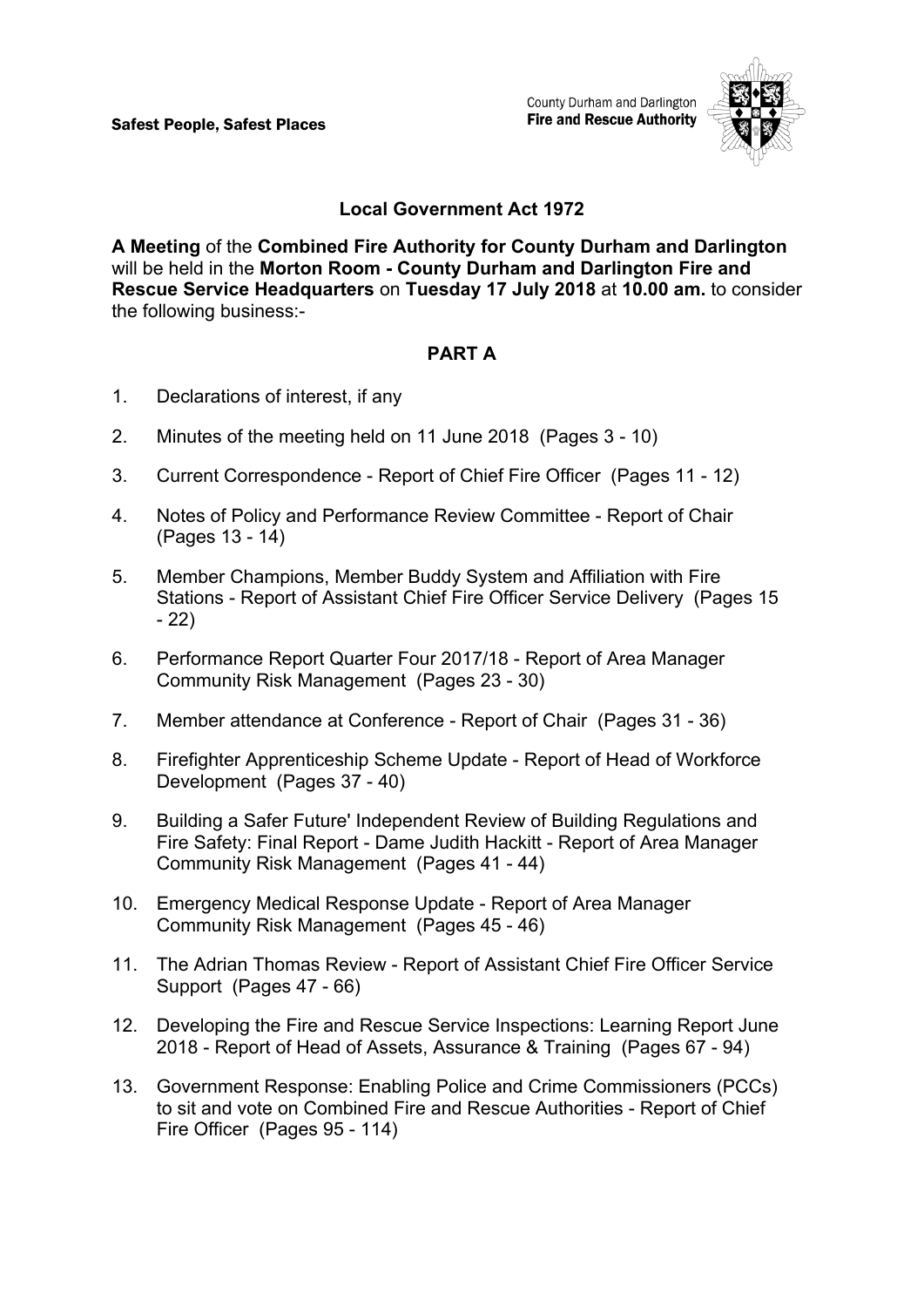**Safest People, Safest Places**

County Durham and Darlington
**Fire and Rescue Authority**

**Local Government Act 1972**

**A Meeting** of the **Combined Fire Authority for County Durham and Darlington** will be held in the **Morton Room - County Durham and Darlington Fire and Rescue Service Headquarters** on **Tuesday 17 July 2018** at **10.00 am.** to consider the following business:-

## PART A

1. Declarations of interest, if any
2. Minutes of the meeting held on 11 June 2018 (Pages 3 - 10)
3. Current Correspondence - Report of Chief Fire Officer (Pages 11 - 12)
4. Notes of Policy and Performance Review Committee - Report of Chair (Pages 13 - 14)
5. Member Champions, Member Buddy System and Affiliation with Fire Stations - Report of Assistant Chief Fire Officer Service Delivery (Pages 15 - 22)
6. Performance Report Quarter Four 2017/18 - Report of Area Manager Community Risk Management (Pages 23 - 30)
7. Member attendance at Conference - Report of Chair (Pages 31 - 36)
8. Firefighter Apprenticeship Scheme Update - Report of Head of Workforce Development (Pages 37 - 40)
9. Building a Safer Future' Independent Review of Building Regulations and Fire Safety: Final Report - Dame Judith Hackitt - Report of Area Manager Community Risk Management (Pages 41 - 44)
10. Emergency Medical Response Update - Report of Area Manager Community Risk Management (Pages 45 - 46)
11. The Adrian Thomas Review - Report of Assistant Chief Fire Officer Service Support (Pages 47 - 66)
12. Developing the Fire and Rescue Service Inspections: Learning Report June 2018 - Report of Head of Assets, Assurance & Training (Pages 67 - 94)
13. Government Response: Enabling Police and Crime Commissioners (PCCs) to sit and vote on Combined Fire and Rescue Authorities - Report of Chief Fire Officer (Pages 95 - 114)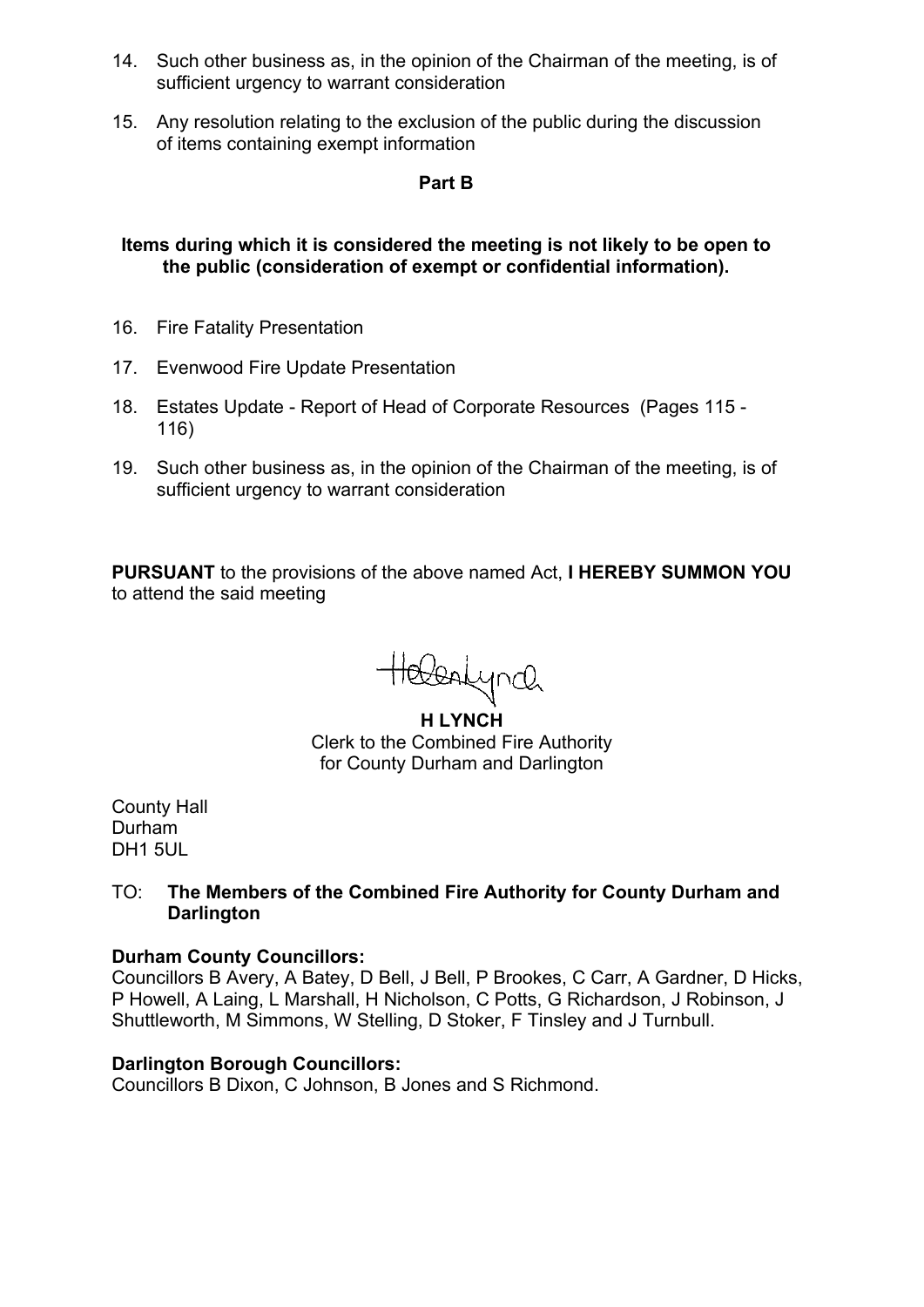14. Such other business as, in the opinion of the Chairman of the meeting, is of sufficient urgency to warrant consideration

15. Any resolution relating to the exclusion of the public during the discussion of items containing exempt information

**Part B**

**Items during which it is considered the meeting is not likely to be open to the public (consideration of exempt or confidential information).**

16. Fire Fatality Presentation

17. Evenwood Fire Update Presentation

18. Estates Update - Report of Head of Corporate Resources (Pages 115 - 116)

19. Such other business as, in the opinion of the Chairman of the meeting, is of sufficient urgency to warrant consideration

**PURSUANT** to the provisions of the above named Act, **I HEREBY SUMMON YOU** to attend the said meeting

**H LYNCH**
Clerk to the Combined Fire Authority
for County Durham and Darlington

County Hall
Durham
DH1 5UL

TO: **The Members of the Combined Fire Authority for County Durham and Darlington**

**Durham County Councillors:**
Councillors B Avery, A Batey, D Bell, J Bell, P Brookes, C Carr, A Gardner, D Hicks, P Howell, A Laing, L Marshall, H Nicholson, C Potts, G Richardson, J Robinson, J Shuttleworth, M Simmons, W Stelling, D Stoker, F Tinsley and J Turnbull.

**Darlington Borough Councillors:**
Councillors B Dixon, C Johnson, B Jones and S Richmond.